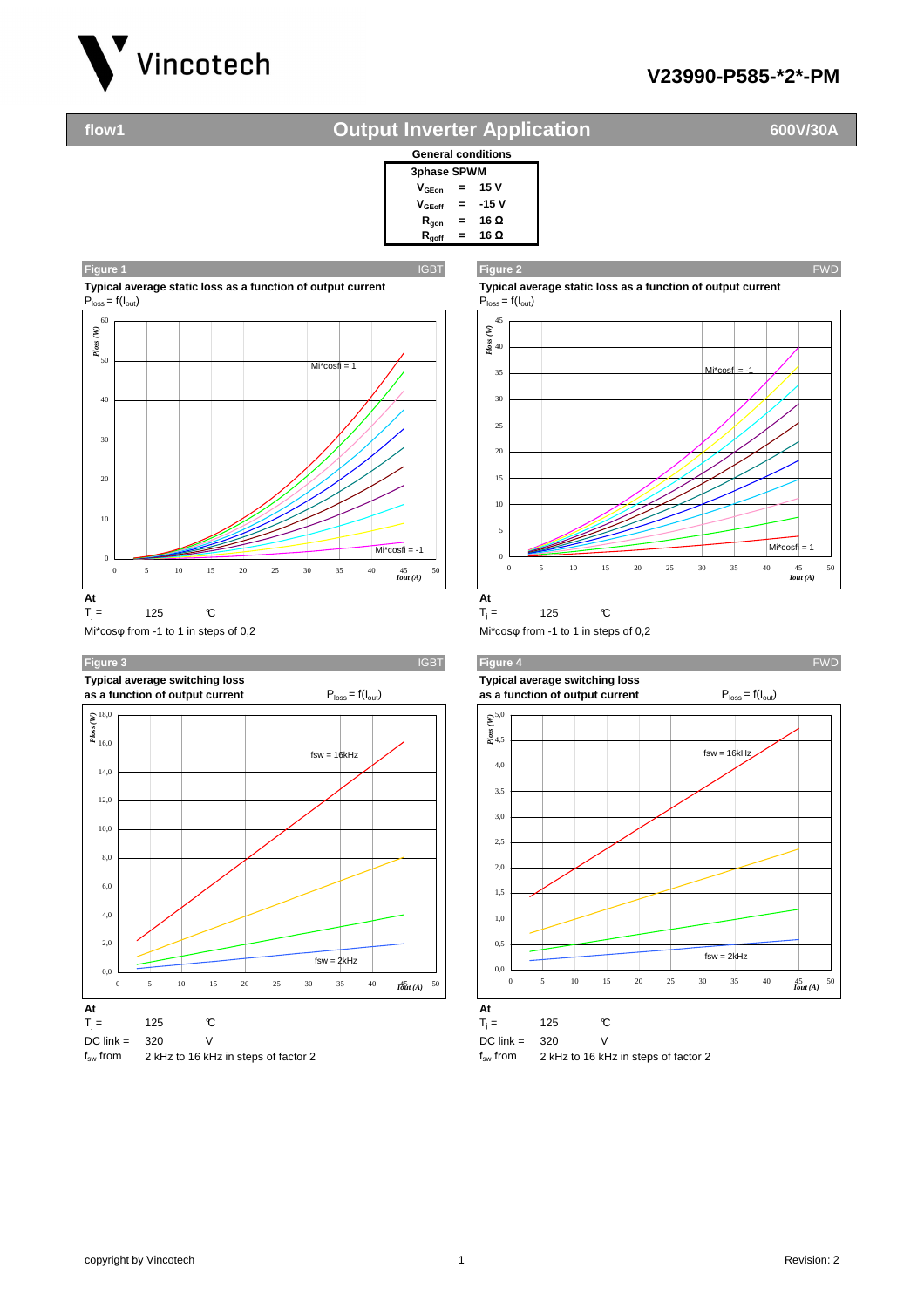# flow1 — Output Inverter Application — 600V/30A

V23990-P585-*2*-PM

**General conditions**

| 3phase SPWM | | |
|---|---|---|
| $V_{GEon}$ | = | 15 V |
| $V_{GEoff}$ | = | -15 V |
| $R_{gon}$ | = | 16 Ω |
| $R_{goff}$ | = | 16 Ω |

## Figure 1 — IGBT

**Typical average static loss as a function of output current**

$P_{loss} = f(I_{out})$

At

$T_j$ = 125 °C

Mi*cosφ from -1 to 1 in steps of 0,2

## Figure 2 — FWD

**Typical average static loss as a function of output current**

$P_{loss} = f(I_{out})$

At

$T_j$ = 125 °C

Mi*cosφ from -1 to 1 in steps of 0,2

## Figure 3 — IGBT

**Typical average switching loss as a function of output current**

$P_{loss} = f(I_{out})$

At

$T_j$ = 125 °C

DC link = 320 V

$f_{sw}$ from 2 kHz to 16 kHz in steps of factor 2

## Figure 4 — FWD

**Typical average switching loss as a function of output current**

$P_{loss} = f(I_{out})$

At

$T_j$ = 125 °C

DC link = 320 V

$f_{sw}$ from 2 kHz to 16 kHz in steps of factor 2

copyright by Vincotech — Revision: 2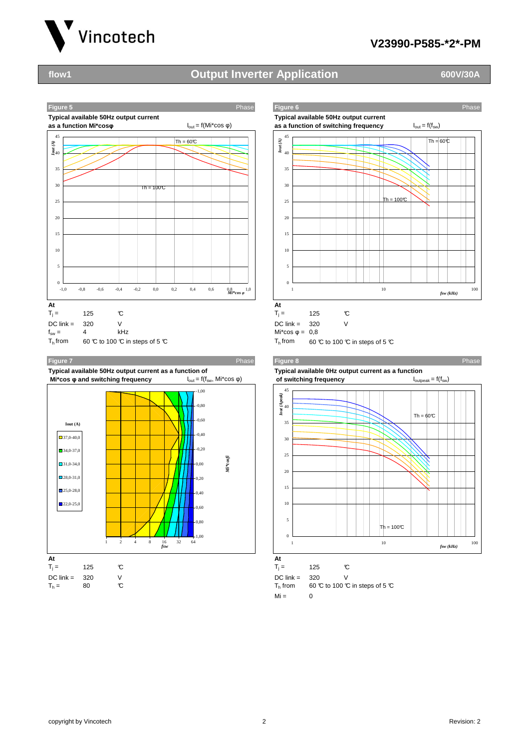# flow1 — Output Inverter Application — 600V/30A

### Figure 5 — Phase

**Typical available 50Hz output current as a function Mi*cosφ**

$I_{out} = f(Mi*\cos \varphi)$

**At**

$T_j$ = 125 ℃

DC link = 320 V

$f_{sw}$ = 4 kHz

$T_h$ from 60 ℃ to 100 ℃ in steps of 5 ℃

### Figure 6 — Phase

**Typical available 50Hz output current as a function of switching frequency**

$I_{out} = f(f_{sw})$

**At**

$T_j$ = 125 ℃

DC link = 320 V

Mi*cos φ = 0,8

$T_h$ from 60 ℃ to 100 ℃ in steps of 5 ℃

### Figure 7 — Phase

**Typical available 50Hz output current as a function of Mi*cos φ and switching frequency**

$I_{out} = f(f_{sw}, Mi*\cos \varphi)$

**At**

$T_j$ = 125 ℃

DC link = 320 V

$T_h$ = 80 ℃

### Figure 8 — Phase

**Typical available 0Hz output current as a function of switching frequency**

$I_{outpeak} = f(f_{sw})$

**At**

$T_j$ = 125 ℃

DC link = 320 V

$T_h$ from 60 ℃ to 100 ℃ in steps of 5 ℃

Mi = 0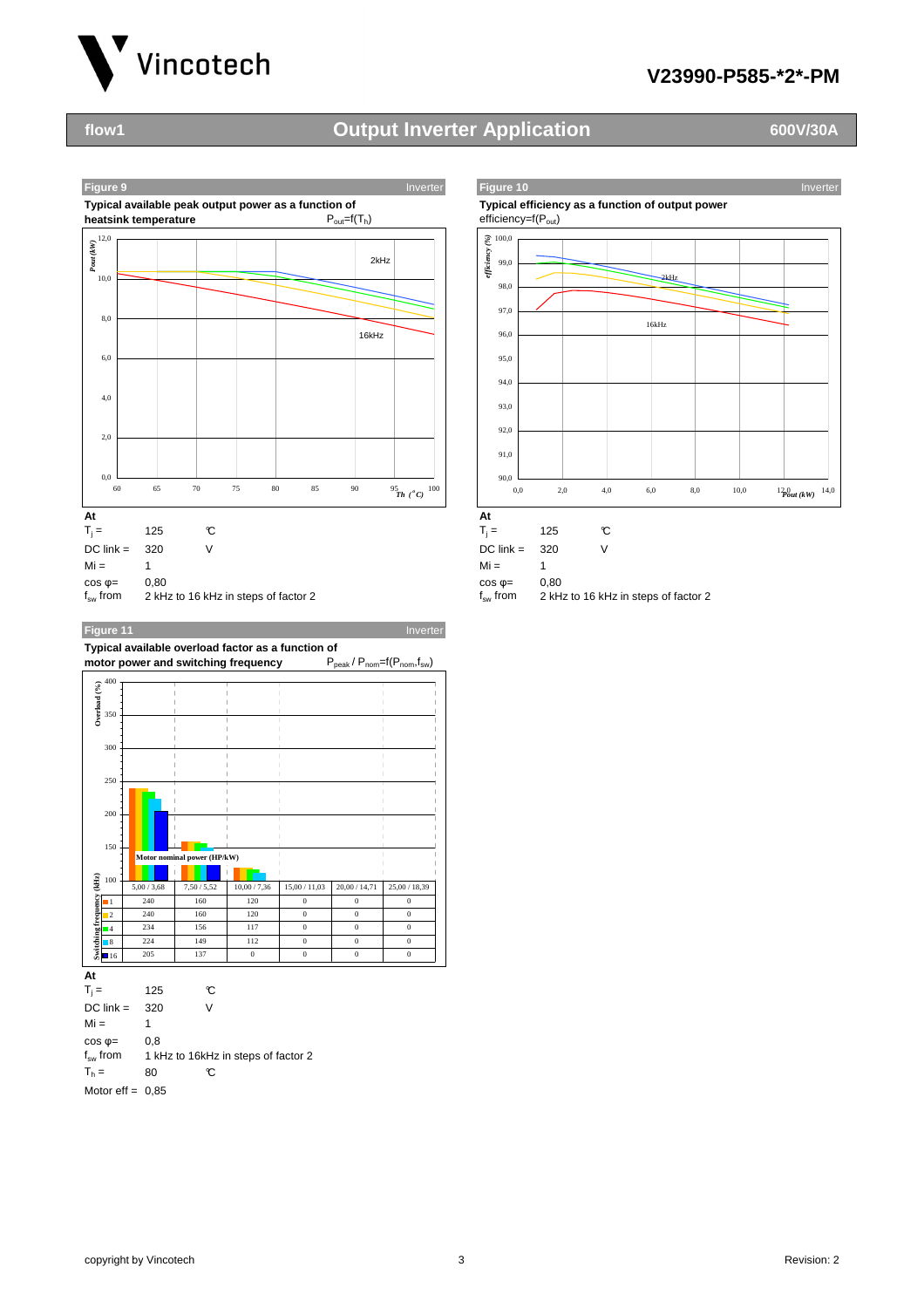# V23990-P585-*2*-PM

## flow1 — Output Inverter Application — 600V/30A

### Figure 9 — Inverter

**Typical available peak output power as a function of heatsink temperature** $P_{out}=f(T_h)$

Pout (kW)
12,0
10,0
8,0
6,0
4,0
2,0
0,0
60 65 70 75 80 85 90 95 100
Th (°C)
2kHz
16kHz

**At**

| | | |
|---|---|---|
| $T_j$ = | 125 | °C |
| DC link = | 320 | V |
| Mi = | 1 | |
| cos φ= | 0,80 | |
| $f_{sw}$ from | 2 kHz to 16 kHz in steps of factor 2 | |

### Figure 10 — Inverter

**Typical efficiency as a function of output power**
efficiency=f($P_{out}$)

efficiency (%)
100,0
99,0
98,0
97,0
96,0
95,0
94,0
93,0
92,0
91,0
90,0
0,0 2,0 4,0 6,0 8,0 10,0 12,0 14,0
Pout (kW)
2kHz
16kHz

**At**

| | | |
|---|---|---|
| $T_j$ = | 125 | °C |
| DC link = | 320 | V |
| Mi = | 1 | |
| cos φ= | 0,80 | |
| $f_{sw}$ from | 2 kHz to 16 kHz in steps of factor 2 | |

### Figure 11 — Inverter

**Typical available overload factor as a function of motor power and switching frequency** $P_{peak} / P_{nom}=f(P_{nom},f_{sw})$

Overload (%)
400
350
300
250
200
150
100
Motor nominal power (HP/kW)

| Switching frequency (kHz) | 5,00 / 3,68 | 7,50 / 5,52 | 10,00 / 7,36 | 15,00 / 11,03 | 20,00 / 14,71 | 25,00 / 18,39 |
|---|---|---|---|---|---|---|
| 1 | 240 | 160 | 120 | 0 | 0 | 0 |
| 2 | 240 | 160 | 120 | 0 | 0 | 0 |
| 4 | 234 | 156 | 117 | 0 | 0 | 0 |
| 8 | 224 | 149 | 112 | 0 | 0 | 0 |
| 16 | 205 | 137 | 0 | 0 | 0 | 0 |

**At**

| | | |
|---|---|---|
| $T_j$ = | 125 | °C |
| DC link = | 320 | V |
| Mi = | 1 | |
| cos φ= | 0,8 | |
| $f_{sw}$ from | 1 kHz to 16kHz in steps of factor 2 | |
| $T_h$ = | 80 | °C |
| Motor eff = | 0,85 | |